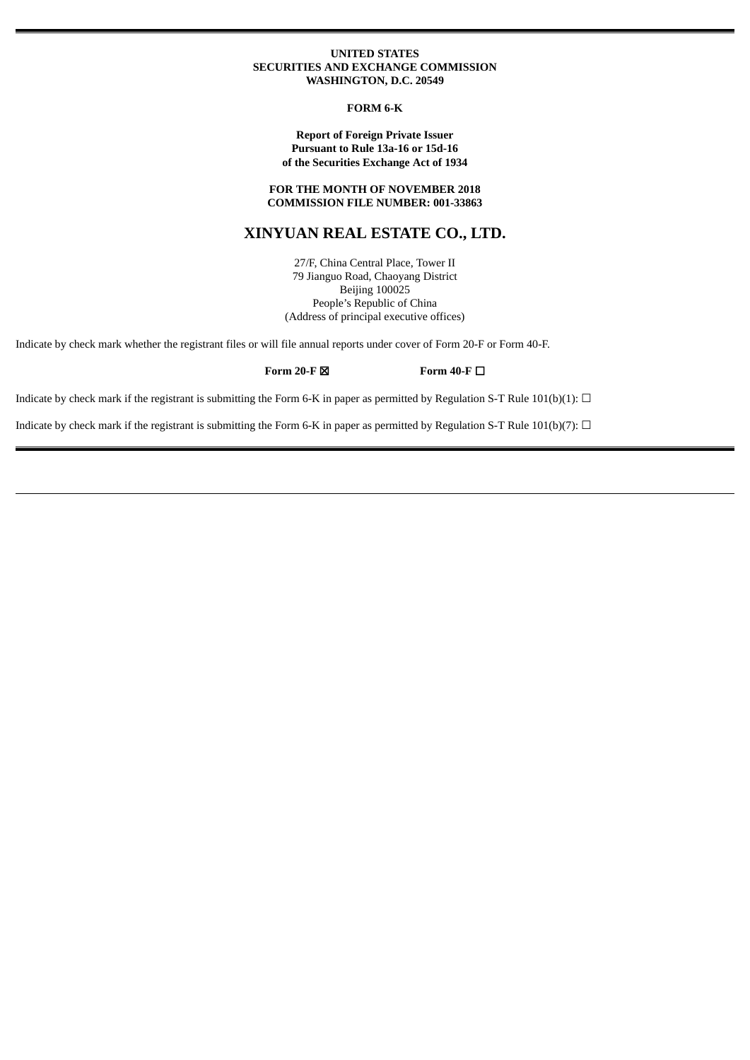**UNITED STATES**
**SECURITIES AND EXCHANGE COMMISSION**
**WASHINGTON, D.C. 20549**

**FORM 6-K**

**Report of Foreign Private Issuer**
**Pursuant to Rule 13a-16 or 15d-16**
**of the Securities Exchange Act of 1934**

**FOR THE MONTH OF NOVEMBER 2018**
**COMMISSION FILE NUMBER: 001-33863**

# XINYUAN REAL ESTATE CO., LTD.

27/F, China Central Place, Tower II
79 Jianguo Road, Chaoyang District
Beijing 100025
People's Republic of China
(Address of principal executive offices)

Indicate by check mark whether the registrant files or will file annual reports under cover of Form 20-F or Form 40-F.

**Form 20-F** ☒ **Form 40-F** ☐

Indicate by check mark if the registrant is submitting the Form 6-K in paper as permitted by Regulation S-T Rule 101(b)(1): ☐

Indicate by check mark if the registrant is submitting the Form 6-K in paper as permitted by Regulation S-T Rule 101(b)(7): ☐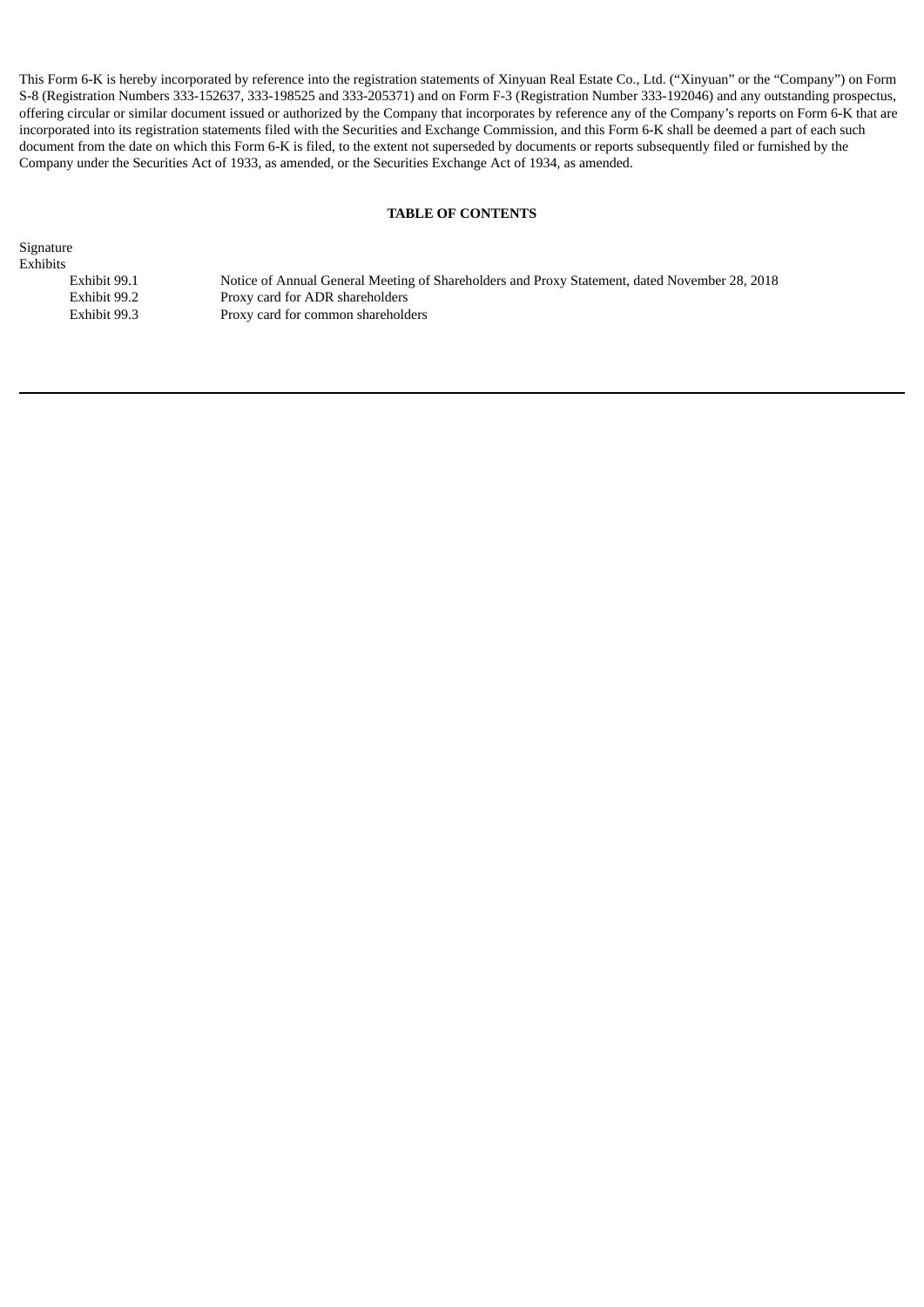This Form 6-K is hereby incorporated by reference into the registration statements of Xinyuan Real Estate Co., Ltd. ("Xinyuan" or the "Company") on Form S-8 (Registration Numbers 333-152637, 333-198525 and 333-205371) and on Form F-3 (Registration Number 333-192046) and any outstanding prospectus, offering circular or similar document issued or authorized by the Company that incorporates by reference any of the Company's reports on Form 6-K that are incorporated into its registration statements filed with the Securities and Exchange Commission, and this Form 6-K shall be deemed a part of each such document from the date on which this Form 6-K is filed, to the extent not superseded by documents or reports subsequently filed or furnished by the Company under the Securities Act of 1933, as amended, or the Securities Exchange Act of 1934, as amended.

**TABLE OF CONTENTS**

Signature

Exhibits

| | |
|---|---|
| Exhibit 99.1 | Notice of Annual General Meeting of Shareholders and Proxy Statement, dated November 28, 2018 |
| Exhibit 99.2 | Proxy card for ADR shareholders |
| Exhibit 99.3 | Proxy card for common shareholders |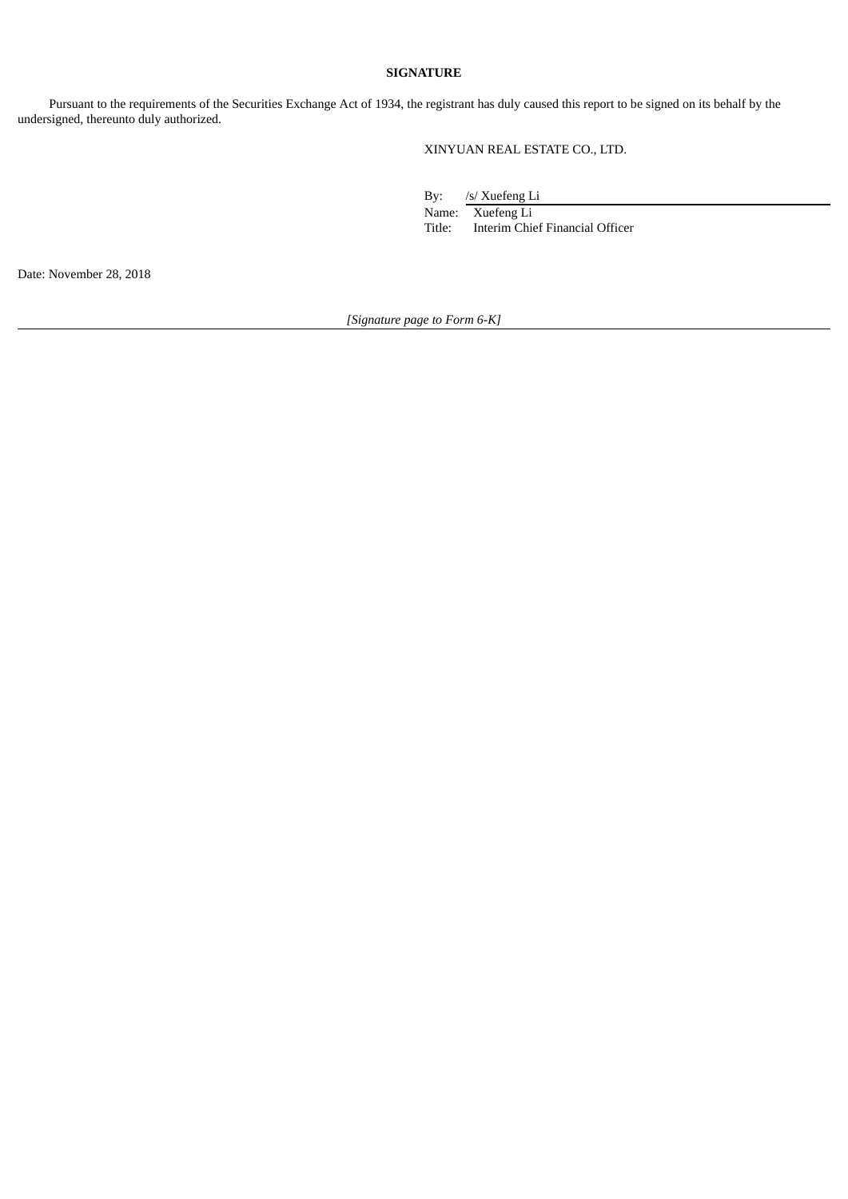**SIGNATURE**

Pursuant to the requirements of the Securities Exchange Act of 1934, the registrant has duly caused this report to be signed on its behalf by the undersigned, thereunto duly authorized.

XINYUAN REAL ESTATE CO., LTD.

By: /s/ Xuefeng Li
Name: Xuefeng Li
Title: Interim Chief Financial Officer

Date: November 28, 2018

*[Signature page to Form 6-K]*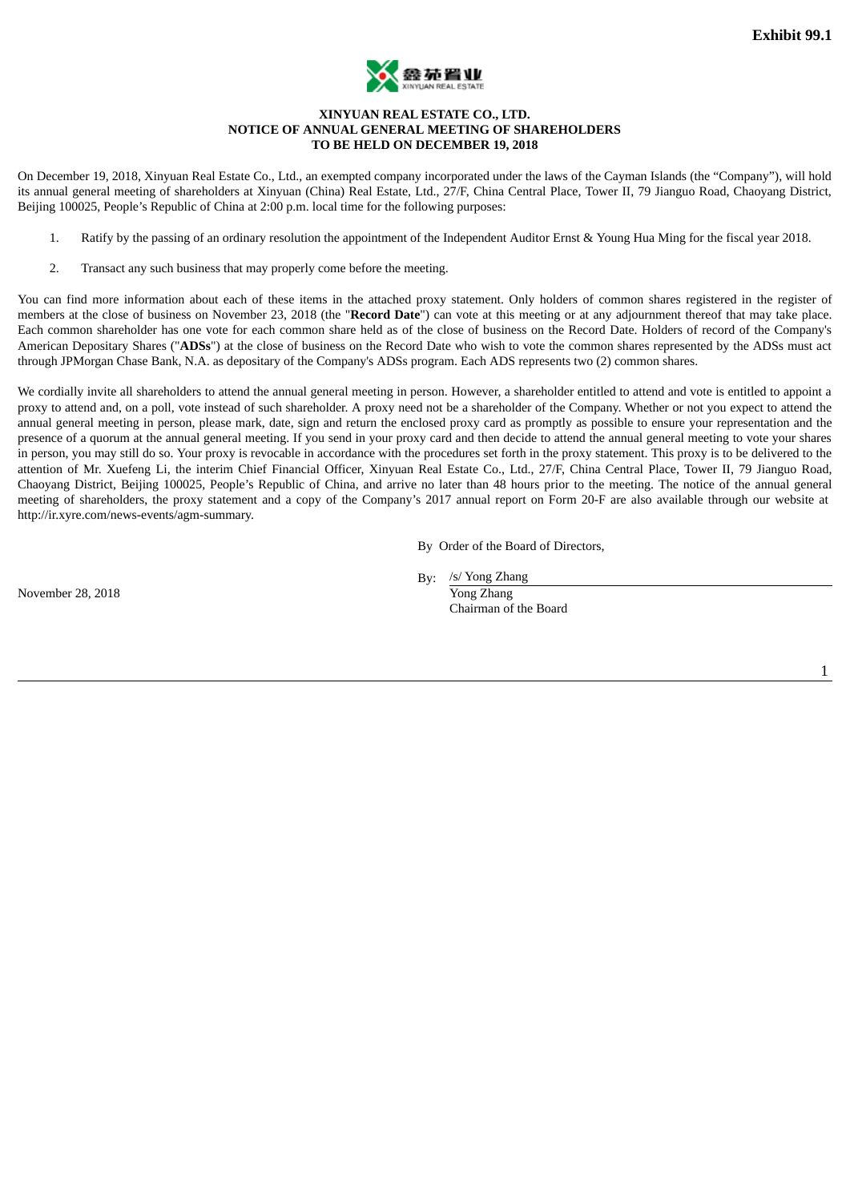**Exhibit 99.1**

鑫苑置业
XINYUAN REAL ESTATE

**XINYUAN REAL ESTATE CO., LTD.**
**NOTICE OF ANNUAL GENERAL MEETING OF SHAREHOLDERS**
**TO BE HELD ON DECEMBER 19, 2018**

On December 19, 2018, Xinyuan Real Estate Co., Ltd., an exempted company incorporated under the laws of the Cayman Islands (the "Company"), will hold its annual general meeting of shareholders at Xinyuan (China) Real Estate, Ltd., 27/F, China Central Place, Tower II, 79 Jianguo Road, Chaoyang District, Beijing 100025, People's Republic of China at 2:00 p.m. local time for the following purposes:

1. Ratify by the passing of an ordinary resolution the appointment of the Independent Auditor Ernst & Young Hua Ming for the fiscal year 2018.

2. Transact any such business that may properly come before the meeting.

You can find more information about each of these items in the attached proxy statement. Only holders of common shares registered in the register of members at the close of business on November 23, 2018 (the "**Record Date**") can vote at this meeting or at any adjournment thereof that may take place. Each common shareholder has one vote for each common share held as of the close of business on the Record Date. Holders of record of the Company's American Depositary Shares ("**ADSs**") at the close of business on the Record Date who wish to vote the common shares represented by the ADSs must act through JPMorgan Chase Bank, N.A. as depositary of the Company's ADSs program. Each ADS represents two (2) common shares.

We cordially invite all shareholders to attend the annual general meeting in person. However, a shareholder entitled to attend and vote is entitled to appoint a proxy to attend and, on a poll, vote instead of such shareholder. A proxy need not be a shareholder of the Company. Whether or not you expect to attend the annual general meeting in person, please mark, date, sign and return the enclosed proxy card as promptly as possible to ensure your representation and the presence of a quorum at the annual general meeting. If you send in your proxy card and then decide to attend the annual general meeting to vote your shares in person, you may still do so. Your proxy is revocable in accordance with the procedures set forth in the proxy statement. This proxy is to be delivered to the attention of Mr. Xuefeng Li, the interim Chief Financial Officer, Xinyuan Real Estate Co., Ltd., 27/F, China Central Place, Tower II, 79 Jianguo Road, Chaoyang District, Beijing 100025, People's Republic of China, and arrive no later than 48 hours prior to the meeting. The notice of the annual general meeting of shareholders, the proxy statement and a copy of the Company's 2017 annual report on Form 20-F are also available through our website at http://ir.xyre.com/news-events/agm-summary.

By Order of the Board of Directors,

By: /s/ Yong Zhang
Yong Zhang
Chairman of the Board

November 28, 2018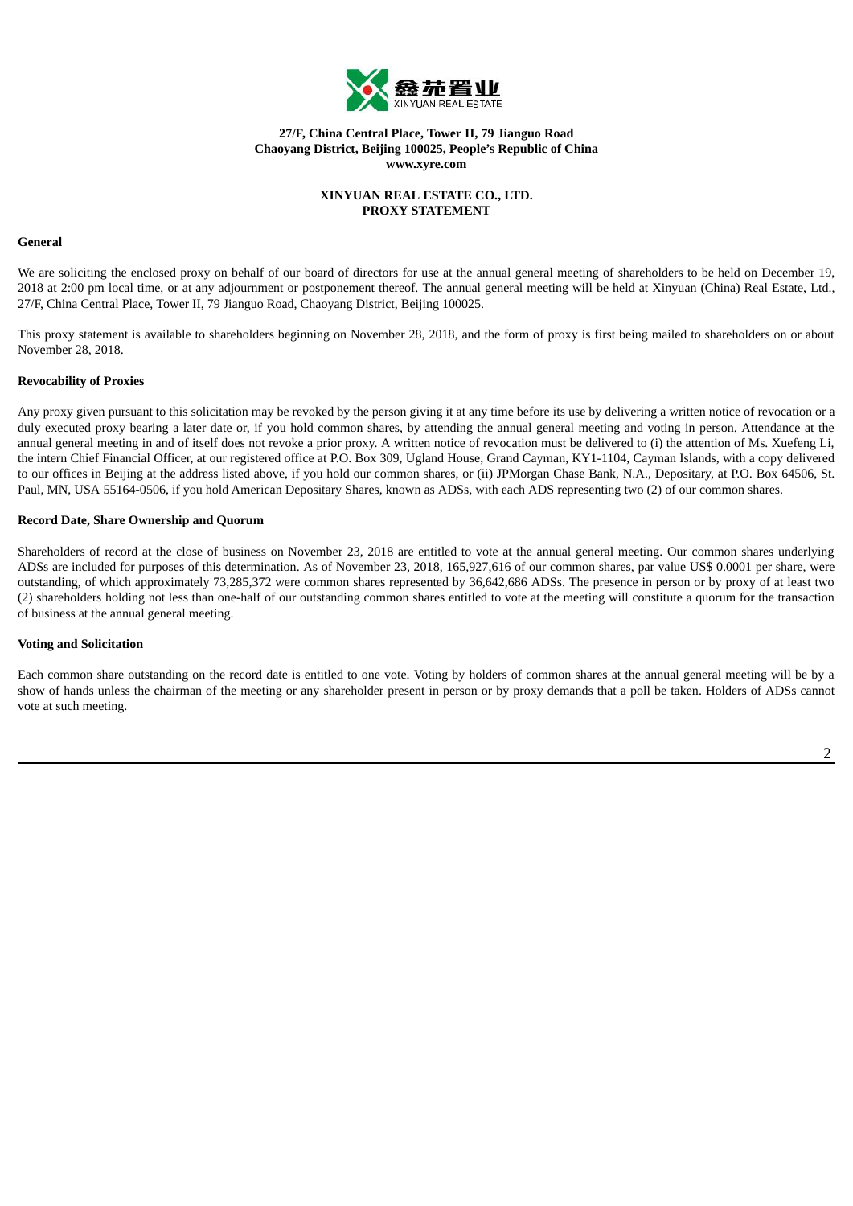27/F, China Central Place, Tower II, 79 Jianguo Road
Chaoyang District, Beijing 100025, People's Republic of China
**www.xyre.com**

**XINYUAN REAL ESTATE CO., LTD.**
**PROXY STATEMENT**

**General**

We are soliciting the enclosed proxy on behalf of our board of directors for use at the annual general meeting of shareholders to be held on December 19, 2018 at 2:00 pm local time, or at any adjournment or postponement thereof. The annual general meeting will be held at Xinyuan (China) Real Estate, Ltd., 27/F, China Central Place, Tower II, 79 Jianguo Road, Chaoyang District, Beijing 100025.

This proxy statement is available to shareholders beginning on November 28, 2018, and the form of proxy is first being mailed to shareholders on or about November 28, 2018.

**Revocability of Proxies**

Any proxy given pursuant to this solicitation may be revoked by the person giving it at any time before its use by delivering a written notice of revocation or a duly executed proxy bearing a later date or, if you hold common shares, by attending the annual general meeting and voting in person. Attendance at the annual general meeting in and of itself does not revoke a prior proxy. A written notice of revocation must be delivered to (i) the attention of Ms. Xuefeng Li, the intern Chief Financial Officer, at our registered office at P.O. Box 309, Ugland House, Grand Cayman, KY1-1104, Cayman Islands, with a copy delivered to our offices in Beijing at the address listed above, if you hold our common shares, or (ii) JPMorgan Chase Bank, N.A., Depositary, at P.O. Box 64506, St. Paul, MN, USA 55164-0506, if you hold American Depositary Shares, known as ADSs, with each ADS representing two (2) of our common shares.

**Record Date, Share Ownership and Quorum**

Shareholders of record at the close of business on November 23, 2018 are entitled to vote at the annual general meeting. Our common shares underlying ADSs are included for purposes of this determination. As of November 23, 2018, 165,927,616 of our common shares, par value US$ 0.0001 per share, were outstanding, of which approximately 73,285,372 were common shares represented by 36,642,686 ADSs. The presence in person or by proxy of at least two (2) shareholders holding not less than one-half of our outstanding common shares entitled to vote at the meeting will constitute a quorum for the transaction of business at the annual general meeting.

**Voting and Solicitation**

Each common share outstanding on the record date is entitled to one vote. Voting by holders of common shares at the annual general meeting will be by a show of hands unless the chairman of the meeting or any shareholder present in person or by proxy demands that a poll be taken. Holders of ADSs cannot vote at such meeting.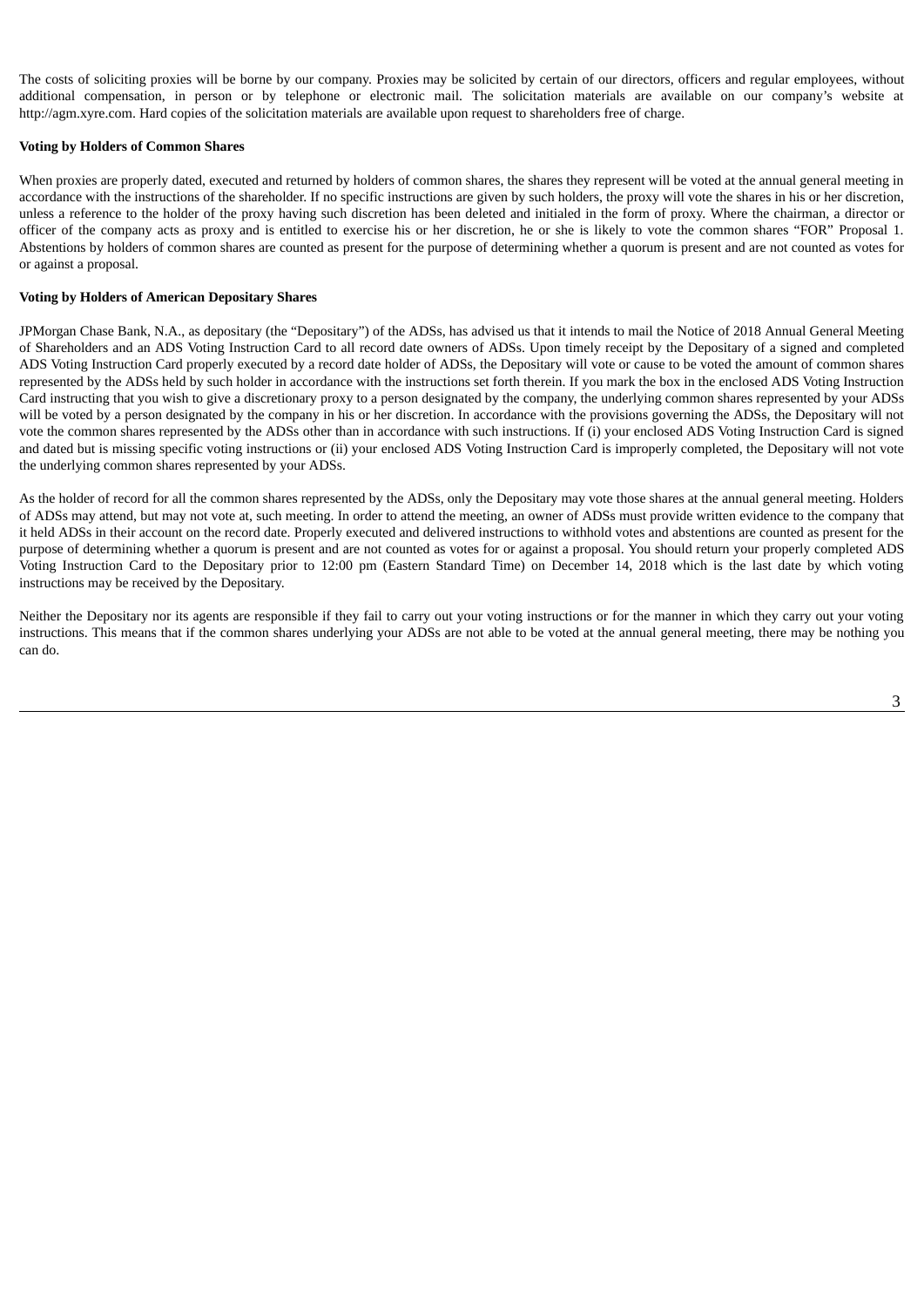The costs of soliciting proxies will be borne by our company. Proxies may be solicited by certain of our directors, officers and regular employees, without additional compensation, in person or by telephone or electronic mail. The solicitation materials are available on our company's website at http://agm.xyre.com. Hard copies of the solicitation materials are available upon request to shareholders free of charge.

**Voting by Holders of Common Shares**

When proxies are properly dated, executed and returned by holders of common shares, the shares they represent will be voted at the annual general meeting in accordance with the instructions of the shareholder. If no specific instructions are given by such holders, the proxy will vote the shares in his or her discretion, unless a reference to the holder of the proxy having such discretion has been deleted and initialed in the form of proxy. Where the chairman, a director or officer of the company acts as proxy and is entitled to exercise his or her discretion, he or she is likely to vote the common shares "FOR" Proposal 1. Abstentions by holders of common shares are counted as present for the purpose of determining whether a quorum is present and are not counted as votes for or against a proposal.

**Voting by Holders of American Depositary Shares**

JPMorgan Chase Bank, N.A., as depositary (the "Depositary") of the ADSs, has advised us that it intends to mail the Notice of 2018 Annual General Meeting of Shareholders and an ADS Voting Instruction Card to all record date owners of ADSs. Upon timely receipt by the Depositary of a signed and completed ADS Voting Instruction Card properly executed by a record date holder of ADSs, the Depositary will vote or cause to be voted the amount of common shares represented by the ADSs held by such holder in accordance with the instructions set forth therein. If you mark the box in the enclosed ADS Voting Instruction Card instructing that you wish to give a discretionary proxy to a person designated by the company, the underlying common shares represented by your ADSs will be voted by a person designated by the company in his or her discretion. In accordance with the provisions governing the ADSs, the Depositary will not vote the common shares represented by the ADSs other than in accordance with such instructions. If (i) your enclosed ADS Voting Instruction Card is signed and dated but is missing specific voting instructions or (ii) your enclosed ADS Voting Instruction Card is improperly completed, the Depositary will not vote the underlying common shares represented by your ADSs.

As the holder of record for all the common shares represented by the ADSs, only the Depositary may vote those shares at the annual general meeting. Holders of ADSs may attend, but may not vote at, such meeting. In order to attend the meeting, an owner of ADSs must provide written evidence to the company that it held ADSs in their account on the record date. Properly executed and delivered instructions to withhold votes and abstentions are counted as present for the purpose of determining whether a quorum is present and are not counted as votes for or against a proposal. You should return your properly completed ADS Voting Instruction Card to the Depositary prior to 12:00 pm (Eastern Standard Time) on December 14, 2018 which is the last date by which voting instructions may be received by the Depositary.

Neither the Depositary nor its agents are responsible if they fail to carry out your voting instructions or for the manner in which they carry out your voting instructions. This means that if the common shares underlying your ADSs are not able to be voted at the annual general meeting, there may be nothing you can do.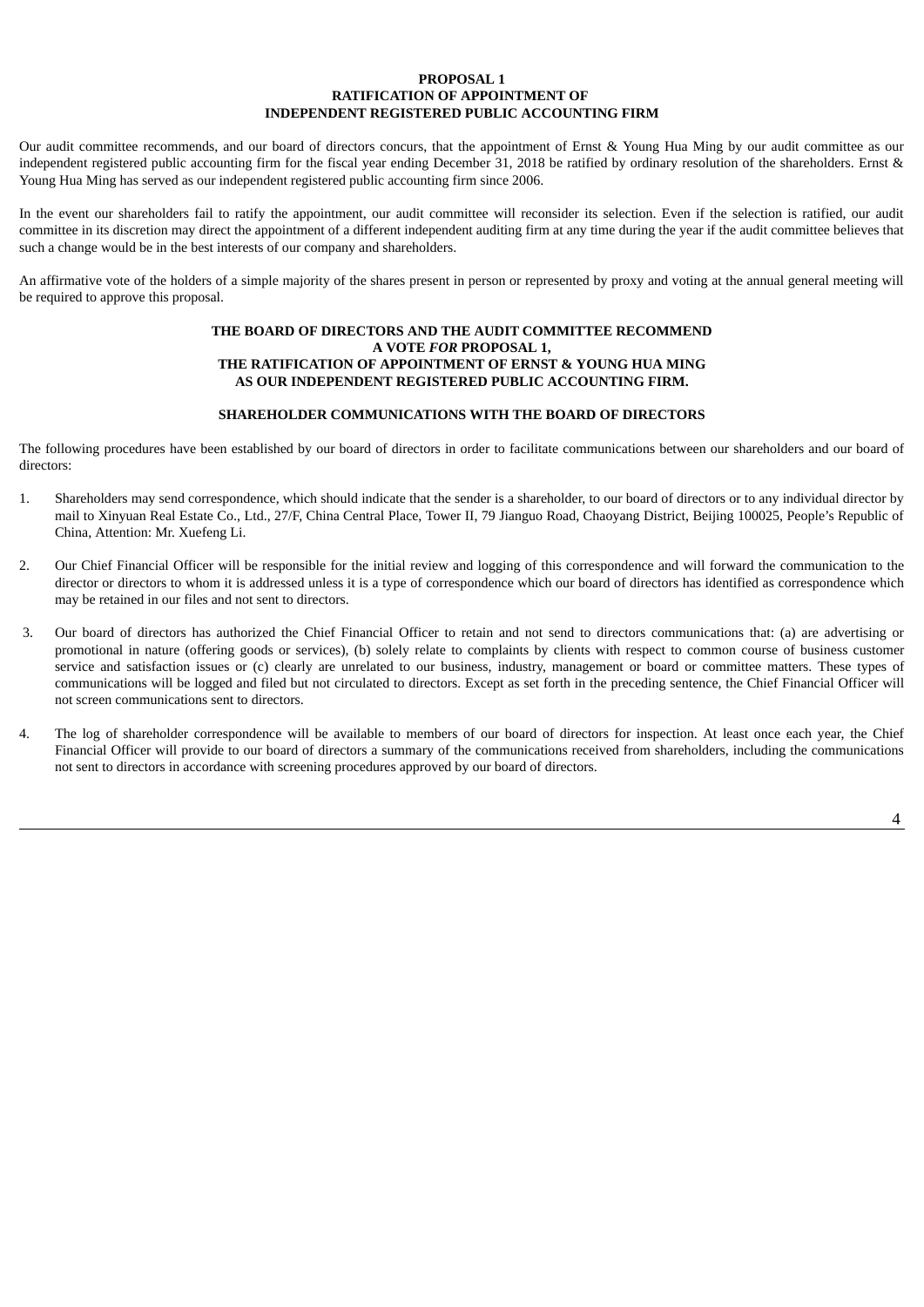# PROPOSAL 1
# RATIFICATION OF APPOINTMENT OF INDEPENDENT REGISTERED PUBLIC ACCOUNTING FIRM

Our audit committee recommends, and our board of directors concurs, that the appointment of Ernst & Young Hua Ming by our audit committee as our independent registered public accounting firm for the fiscal year ending December 31, 2018 be ratified by ordinary resolution of the shareholders. Ernst & Young Hua Ming has served as our independent registered public accounting firm since 2006.

In the event our shareholders fail to ratify the appointment, our audit committee will reconsider its selection. Even if the selection is ratified, our audit committee in its discretion may direct the appointment of a different independent auditing firm at any time during the year if the audit committee believes that such a change would be in the best interests of our company and shareholders.

An affirmative vote of the holders of a simple majority of the shares present in person or represented by proxy and voting at the annual general meeting will be required to approve this proposal.

**THE BOARD OF DIRECTORS AND THE AUDIT COMMITTEE RECOMMEND A VOTE *FOR* PROPOSAL 1, THE RATIFICATION OF APPOINTMENT OF ERNST & YOUNG HUA MING AS OUR INDEPENDENT REGISTERED PUBLIC ACCOUNTING FIRM.**

## SHAREHOLDER COMMUNICATIONS WITH THE BOARD OF DIRECTORS

The following procedures have been established by our board of directors in order to facilitate communications between our shareholders and our board of directors:

1. Shareholders may send correspondence, which should indicate that the sender is a shareholder, to our board of directors or to any individual director by mail to Xinyuan Real Estate Co., Ltd., 27/F, China Central Place, Tower II, 79 Jianguo Road, Chaoyang District, Beijing 100025, People's Republic of China, Attention: Mr. Xuefeng Li.

2. Our Chief Financial Officer will be responsible for the initial review and logging of this correspondence and will forward the communication to the director or directors to whom it is addressed unless it is a type of correspondence which our board of directors has identified as correspondence which may be retained in our files and not sent to directors.

3. Our board of directors has authorized the Chief Financial Officer to retain and not send to directors communications that: (a) are advertising or promotional in nature (offering goods or services), (b) solely relate to complaints by clients with respect to common course of business customer service and satisfaction issues or (c) clearly are unrelated to our business, industry, management or board or committee matters. These types of communications will be logged and filed but not circulated to directors. Except as set forth in the preceding sentence, the Chief Financial Officer will not screen communications sent to directors.

4. The log of shareholder correspondence will be available to members of our board of directors for inspection. At least once each year, the Chief Financial Officer will provide to our board of directors a summary of the communications received from shareholders, including the communications not sent to directors in accordance with screening procedures approved by our board of directors.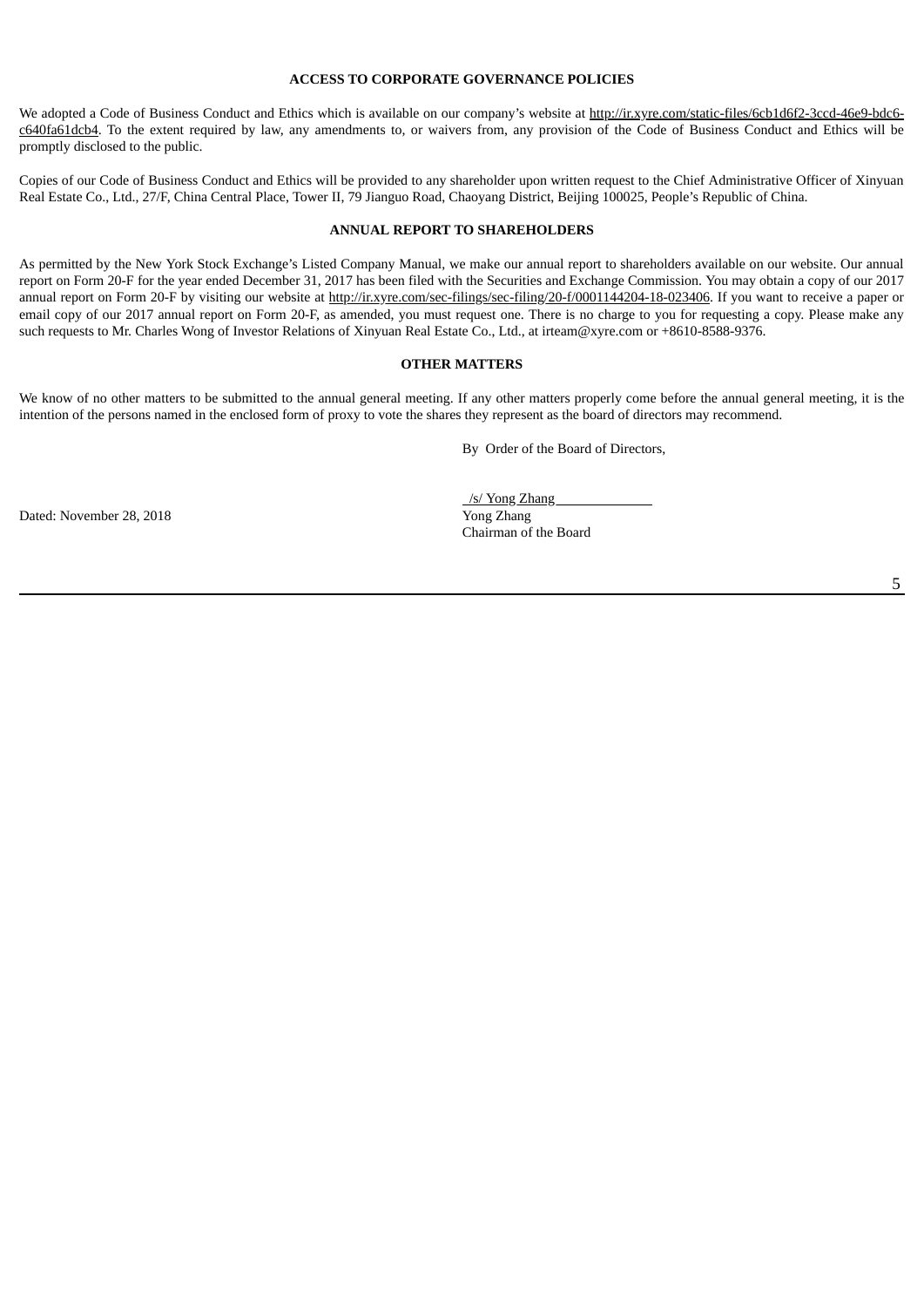## ACCESS TO CORPORATE GOVERNANCE POLICIES

We adopted a Code of Business Conduct and Ethics which is available on our company's website at http://ir.xyre.com/static-files/6cb1d6f2-3ccd-46e9-bdc6-c640fa61dcb4. To the extent required by law, any amendments to, or waivers from, any provision of the Code of Business Conduct and Ethics will be promptly disclosed to the public.

Copies of our Code of Business Conduct and Ethics will be provided to any shareholder upon written request to the Chief Administrative Officer of Xinyuan Real Estate Co., Ltd., 27/F, China Central Place, Tower II, 79 Jianguo Road, Chaoyang District, Beijing 100025, People's Republic of China.

## ANNUAL REPORT TO SHAREHOLDERS

As permitted by the New York Stock Exchange's Listed Company Manual, we make our annual report to shareholders available on our website. Our annual report on Form 20-F for the year ended December 31, 2017 has been filed with the Securities and Exchange Commission. You may obtain a copy of our 2017 annual report on Form 20-F by visiting our website at http://ir.xyre.com/sec-filings/sec-filing/20-f/0001144204-18-023406. If you want to receive a paper or email copy of our 2017 annual report on Form 20-F, as amended, you must request one. There is no charge to you for requesting a copy. Please make any such requests to Mr. Charles Wong of Investor Relations of Xinyuan Real Estate Co., Ltd., at irteam@xyre.com or +8610-8588-9376.

## OTHER MATTERS

We know of no other matters to be submitted to the annual general meeting. If any other matters properly come before the annual general meeting, it is the intention of the persons named in the enclosed form of proxy to vote the shares they represent as the board of directors may recommend.

By Order of the Board of Directors,

/s/ Yong Zhang
Yong Zhang
Chairman of the Board

Dated: November 28, 2018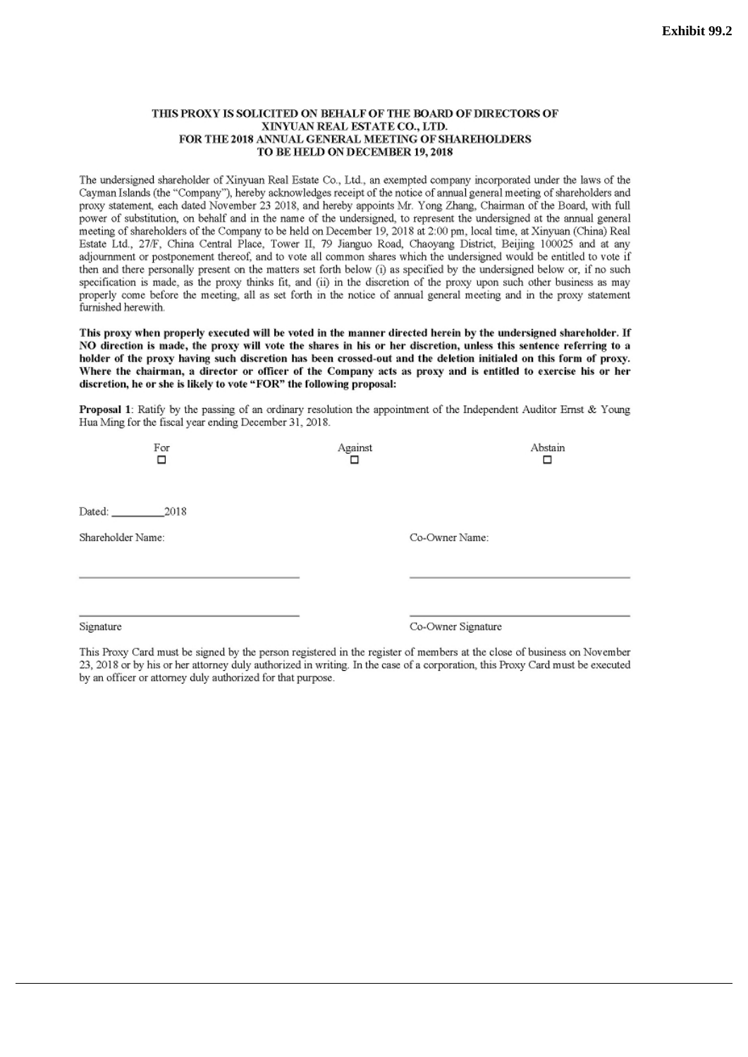**Exhibit 99.2**

**THIS PROXY IS SOLICITED ON BEHALF OF THE BOARD OF DIRECTORS OF XINYUAN REAL ESTATE CO., LTD. FOR THE 2018 ANNUAL GENERAL MEETING OF SHAREHOLDERS TO BE HELD ON DECEMBER 19, 2018**

The undersigned shareholder of Xinyuan Real Estate Co., Ltd., an exempted company incorporated under the laws of the Cayman Islands (the "Company"), hereby acknowledges receipt of the notice of annual general meeting of shareholders and proxy statement, each dated November 23 2018, and hereby appoints Mr. Yong Zhang, Chairman of the Board, with full power of substitution, on behalf and in the name of the undersigned, to represent the undersigned at the annual general meeting of shareholders of the Company to be held on December 19, 2018 at 2:00 pm, local time, at Xinyuan (China) Real Estate Ltd., 27/F, China Central Place, Tower II, 79 Jianguo Road, Chaoyang District, Beijing 100025 and at any adjournment or postponement thereof, and to vote all common shares which the undersigned would be entitled to vote if then and there personally present on the matters set forth below (i) as specified by the undersigned below or, if no such specification is made, as the proxy thinks fit, and (ii) in the discretion of the proxy upon such other business as may properly come before the meeting, all as set forth in the notice of annual general meeting and in the proxy statement furnished herewith.

**This proxy when properly executed will be voted in the manner directed herein by the undersigned shareholder. If NO direction is made, the proxy will vote the shares in his or her discretion, unless this sentence referring to a holder of the proxy having such discretion has been crossed-out and the deletion initialed on this form of proxy. Where the chairman, a director or officer of the Company acts as proxy and is entitled to exercise his or her discretion, he or she is likely to vote "FOR" the following proposal:**

**Proposal 1**: Ratify by the passing of an ordinary resolution the appointment of the Independent Auditor Ernst & Young Hua Ming for the fiscal year ending December 31, 2018.

| For | Against | Abstain |
|---|---|---|
| ☐ | ☐ | ☐ |

Dated: __________2018

Shareholder Name: ______________________ Co-Owner Name: ______________________

______________________ ______________________

Signature Co-Owner Signature

This Proxy Card must be signed by the person registered in the register of members at the close of business on November 23, 2018 or by his or her attorney duly authorized in writing. In the case of a corporation, this Proxy Card must be executed by an officer or attorney duly authorized for that purpose.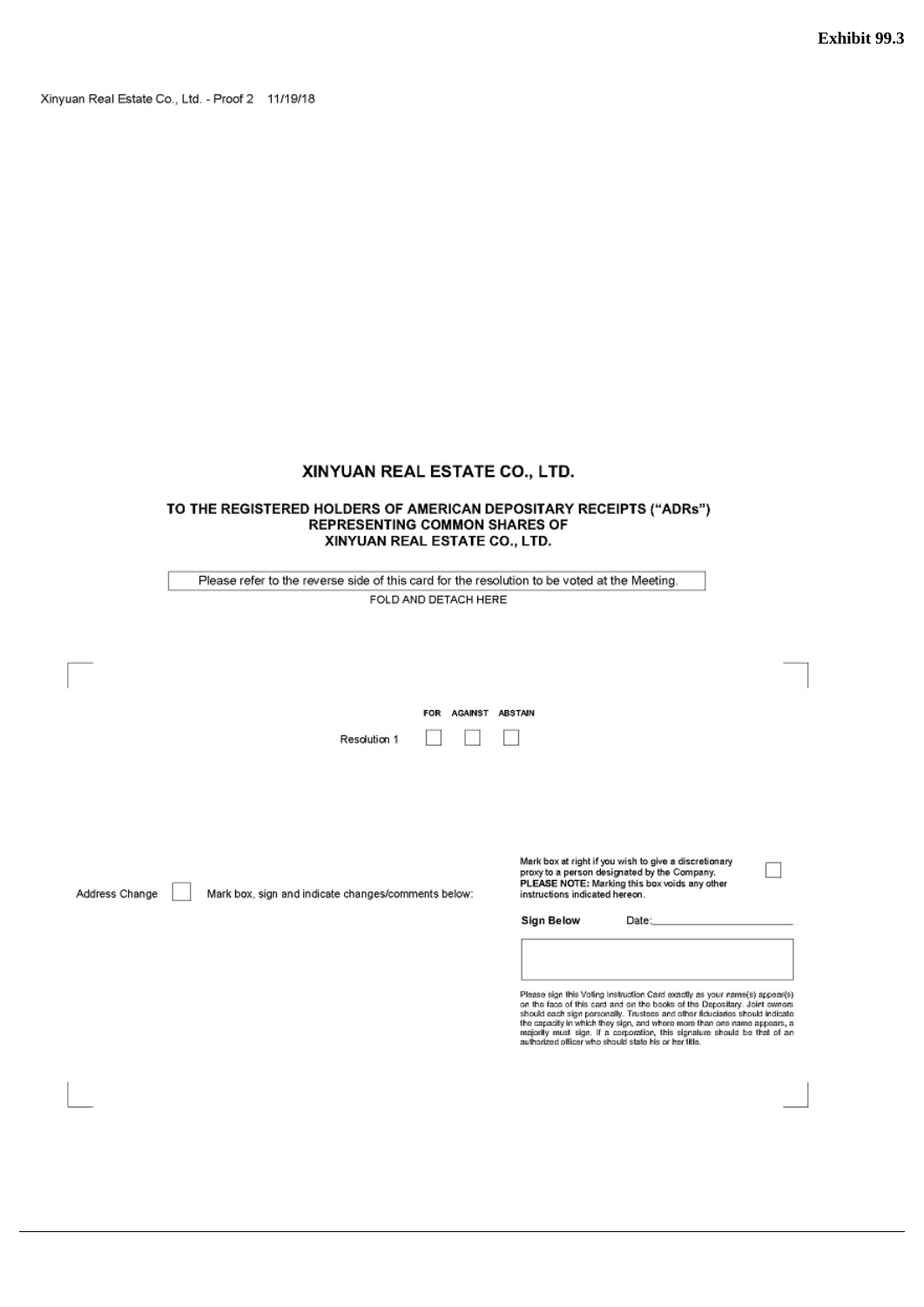**Exhibit 99.3**

Xinyuan Real Estate Co., Ltd. - Proof 2 11/19/18

# XINYUAN REAL ESTATE CO., LTD.

## TO THE REGISTERED HOLDERS OF AMERICAN DEPOSITARY RECEIPTS ("ADRs") REPRESENTING COMMON SHARES OF XINYUAN REAL ESTATE CO., LTD.

Please refer to the reverse side of this card for the resolution to be voted at the Meeting.

FOLD AND DETACH HERE

| | FOR | AGAINST | ABSTAIN |
|---|---|---|---|
| Resolution 1 | ☐ | ☐ | ☐ |

Address Change ☐ Mark box, sign and indicate changes/comments below:

Mark box at right if you wish to give a discretionary proxy to a person designated by the Company. **PLEASE NOTE:** Marking this box voids any other instructions indicated hereon. ☐

**Sign Below** Date:\_\_\_\_\_\_\_\_\_\_\_\_\_\_\_\_\_\_\_\_\_\_

Please sign this Voting Instruction Card exactly as your name(s) appear(s) on the face of this card and on the books of the Depositary. Joint owners should each sign personally. Trustees and other fiduciaries should indicate the capacity in which they sign, and where more than one name appears, a majority must sign. If a corporation, this signature should be that of an authorized officer who should state his or her title.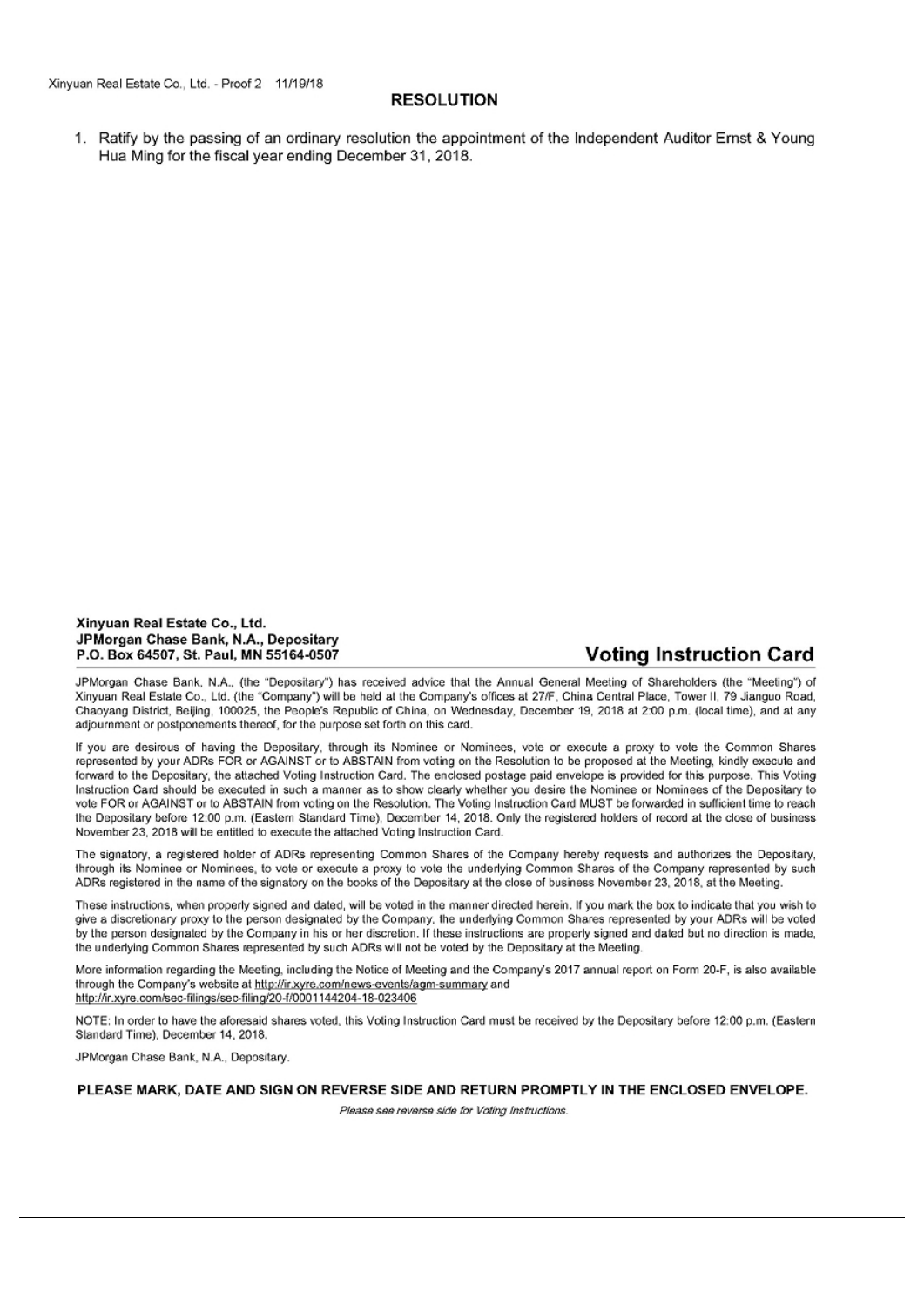## RESOLUTION

1. Ratify by the passing of an ordinary resolution the appointment of the Independent Auditor Ernst & Young Hua Ming for the fiscal year ending December 31, 2018.

**Xinyuan Real Estate Co., Ltd.**
**JPMorgan Chase Bank, N.A., Depositary**
**P.O. Box 64507, St. Paul, MN 55164-0507**

## Voting Instruction Card

JPMorgan Chase Bank, N.A., (the "Depositary") has received advice that the Annual General Meeting of Shareholders (the "Meeting") of Xinyuan Real Estate Co., Ltd. (the "Company") will be held at the Company's offices at 27/F, China Central Place, Tower II, 79 Jianguo Road, Chaoyang District, Beijing, 100025, the People's Republic of China, on Wednesday, December 19, 2018 at 2:00 p.m. (local time), and at any adjournment or postponements thereof, for the purpose set forth on this card.

If you are desirous of having the Depositary, through its Nominee or Nominees, vote or execute a proxy to vote the Common Shares represented by your ADRs FOR or AGAINST or to ABSTAIN from voting on the Resolution to be proposed at the Meeting, kindly execute and forward to the Depositary, the attached Voting Instruction Card. The enclosed postage paid envelope is provided for this purpose. This Voting Instruction Card should be executed in such a manner as to show clearly whether you desire the Nominee or Nominees of the Depositary to vote FOR or AGAINST or to ABSTAIN from voting on the Resolution. The Voting Instruction Card MUST be forwarded in sufficient time to reach the Depositary before 12:00 p.m. (Eastern Standard Time), December 14, 2018. Only the registered holders of record at the close of business November 23, 2018 will be entitled to execute the attached Voting Instruction Card.

The signatory, a registered holder of ADRs representing Common Shares of the Company hereby requests and authorizes the Depositary, through its Nominee or Nominees, to vote or execute a proxy to vote the underlying Common Shares of the Company represented by such ADRs registered in the name of the signatory on the books of the Depositary at the close of business November 23, 2018, at the Meeting.

These instructions, when properly signed and dated, will be voted in the manner directed herein. If you mark the box to indicate that you wish to give a discretionary proxy to the person designated by the Company, the underlying Common Shares represented by your ADRs will be voted by the person designated by the Company in his or her discretion. If these instructions are properly signed and dated but no direction is made, the underlying Common Shares represented by such ADRs will not be voted by the Depositary at the Meeting.

More information regarding the Meeting, including the Notice of Meeting and the Company's 2017 annual report on Form 20-F, is also available through the Company's website at http://ir.xyre.com/news-events/agm-summary and http://ir.xyre.com/sec-filings/sec-filing/20-f/0001144204-18-023406

NOTE: In order to have the aforesaid shares voted, this Voting Instruction Card must be received by the Depositary before 12:00 p.m. (Eastern Standard Time), December 14, 2018.

JPMorgan Chase Bank, N.A., Depositary.

**PLEASE MARK, DATE AND SIGN ON REVERSE SIDE AND RETURN PROMPTLY IN THE ENCLOSED ENVELOPE.**

*Please see reverse side for Voting Instructions.*